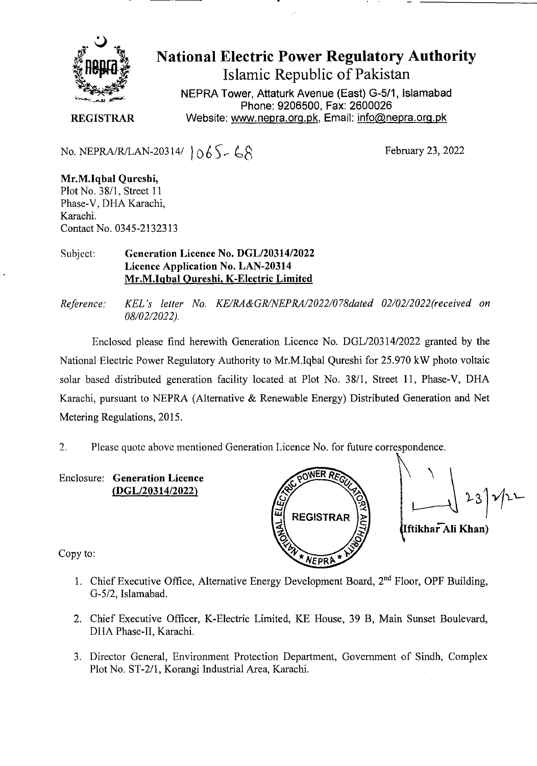# National Electric Power Regulatory Authority

Islamic Republic of Pakistan

NEPRA Tower, Attaturk Avenue (East) G-5/1, Islamabad
Phone: 9206500, Fax: 2600026
Website: www.nepra.org.pk, Email: info@nepra.org.pk

**REGISTRAR**

No. NEPRA/R/LAN-20314/ 1065-68 February 23, 2022

**Mr.M.Iqbal Qureshi,**
Plot No. 38/1, Street 11
Phase-V, DHA Karachi,
Karachi.
Contact No. 0345-2132313

Subject: **Generation Licence No. DGL/20314/2022**
**Licence Application No. LAN-20314**
**Mr.M.Iqbal Qureshi, K-Electric Limited**

*Reference: KEL's letter No. KE/RA&GR/NEPRA/2022/078dated 02/02/2022(received on 08/02/2022).*

Enclosed please find herewith Generation Licence No. DGL/20314/2022 granted by the National Electric Power Regulatory Authority to Mr.M.Iqbal Qureshi for 25.970 kW photo voltaic solar based distributed generation facility located at Plot No. 38/1, Street 11, Phase-V, DHA Karachi, pursuant to NEPRA (Alternative & Renewable Energy) Distributed Generation and Net Metering Regulations, 2015.

2. Please quote above mentioned Generation Licence No. for future correspondence.

Enclosure: **Generation Licence**
**(DGL/20314/2022)**

23/2/22
**(Iftikhar Ali Khan)**

Copy to:

1. Chief Executive Office, Alternative Energy Development Board, 2nd Floor, OPF Building, G-5/2, Islamabad.
2. Chief Executive Officer, K-Electric Limited, KE House, 39 B, Main Sunset Boulevard, DHA Phase-II, Karachi.
3. Director General, Environment Protection Department, Government of Sindh, Complex Plot No. ST-2/1, Korangi Industrial Area, Karachi.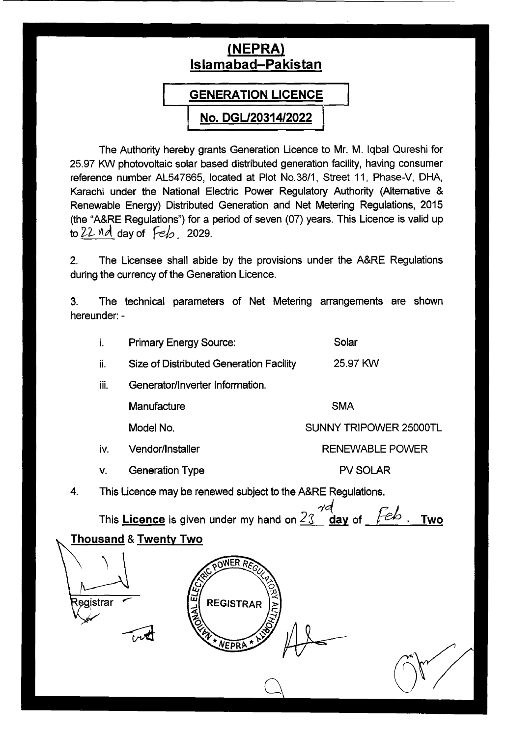# (NEPRA)
# Islamabad–Pakistan

## GENERATION LICENCE

## No. DGL/20314/2022

The Authority hereby grants Generation Licence to Mr. M. Iqbal Qureshi for 25.97 KW photovoltaic solar based distributed generation facility, having consumer reference number AL547665, located at Plot No.38/1, Street 11, Phase-V, DHA, Karachi under the National Electric Power Regulatory Authority (Alternative & Renewable Energy) Distributed Generation and Net Metering Regulations, 2015 (the "A&RE Regulations") for a period of seven (07) years. This Licence is valid up to 22 nd day of Feb. 2029.

2. The Licensee shall abide by the provisions under the A&RE Regulations during the currency of the Generation Licence.

3. The technical parameters of Net Metering arrangements are shown hereunder: -

| | | |
|---|---|---|
| i. | Primary Energy Source: | Solar |
| ii. | Size of Distributed Generation Facility | 25.97 KW |
| iii. | Generator/Inverter Information. | |
| | Manufacture | SMA |
| | Model No. | SUNNY TRIPOWER 25000TL |
| iv. | Vendor/Installer | RENEWABLE POWER |
| v. | Generation Type | PV SOLAR |

4. This Licence may be renewed subject to the A&RE Regulations.

This **Licence** is given under my hand on 23 rd **day** of Feb. **Two Thousand** & **Twenty Two**

Registrar

NATIONAL ELECTRIC POWER REGULATORY AUTHORITY
REGISTRAR
NEPRA